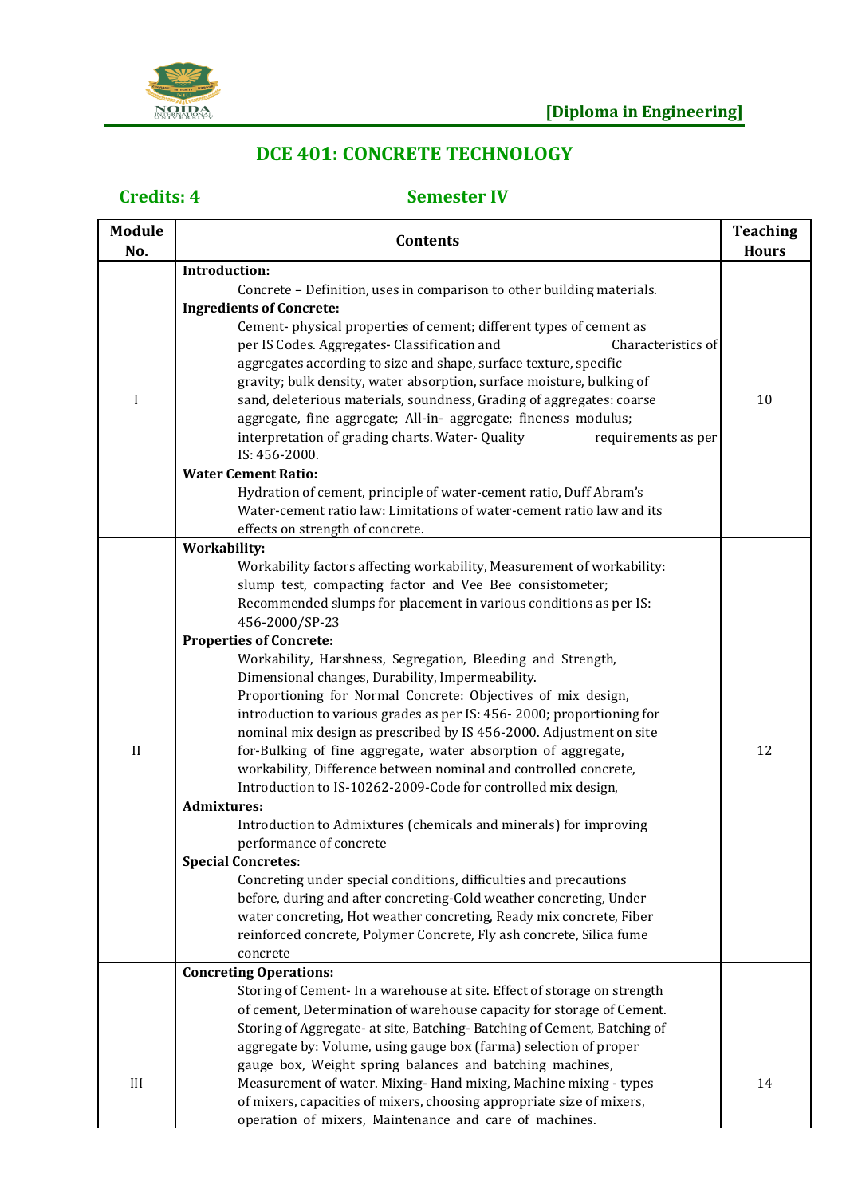[Diploma in Engineering]

# DCE 401: CONCRETE TECHNOLOGY

**Credits: 4** **Semester IV**

| Module No. | Contents | Teaching Hours |
|---|---|---|
| I | **Introduction:**<br>Concrete – Definition, uses in comparison to other building materials.<br>**Ingredients of Concrete:**<br>Cement- physical properties of cement; different types of cement as per IS Codes. Aggregates- Classification and Characteristics of aggregates according to size and shape, surface texture, specific gravity; bulk density, water absorption, surface moisture, bulking of sand, deleterious materials, soundness, Grading of aggregates: coarse aggregate, fine aggregate; All-in- aggregate; fineness modulus; interpretation of grading charts. Water- Quality requirements as per IS: 456-2000.<br>**Water Cement Ratio:**<br>Hydration of cement, principle of water-cement ratio, Duff Abram's Water-cement ratio law: Limitations of water-cement ratio law and its effects on strength of concrete. | 10 |
| II | **Workability:**<br>Workability factors affecting workability, Measurement of workability: slump test, compacting factor and Vee Bee consistometer; Recommended slumps for placement in various conditions as per IS: 456-2000/SP-23<br>**Properties of Concrete:**<br>Workability, Harshness, Segregation, Bleeding and Strength, Dimensional changes, Durability, Impermeability.<br>Proportioning for Normal Concrete: Objectives of mix design, introduction to various grades as per IS: 456- 2000; proportioning for nominal mix design as prescribed by IS 456-2000. Adjustment on site for-Bulking of fine aggregate, water absorption of aggregate, workability, Difference between nominal and controlled concrete, Introduction to IS-10262-2009-Code for controlled mix design,<br>**Admixtures:**<br>Introduction to Admixtures (chemicals and minerals) for improving performance of concrete<br>**Special Concretes**:<br>Concreting under special conditions, difficulties and precautions before, during and after concreting-Cold weather concreting, Under water concreting, Hot weather concreting, Ready mix concrete, Fiber reinforced concrete, Polymer Concrete, Fly ash concrete, Silica fume concrete | 12 |
| III | **Concreting Operations:**<br>Storing of Cement- In a warehouse at site. Effect of storage on strength of cement, Determination of warehouse capacity for storage of Cement. Storing of Aggregate- at site, Batching- Batching of Cement, Batching of aggregate by: Volume, using gauge box (farma) selection of proper gauge box, Weight spring balances and batching machines, Measurement of water. Mixing- Hand mixing, Machine mixing - types of mixers, capacities of mixers, choosing appropriate size of mixers, operation of mixers, Maintenance and care of machines. | 14 |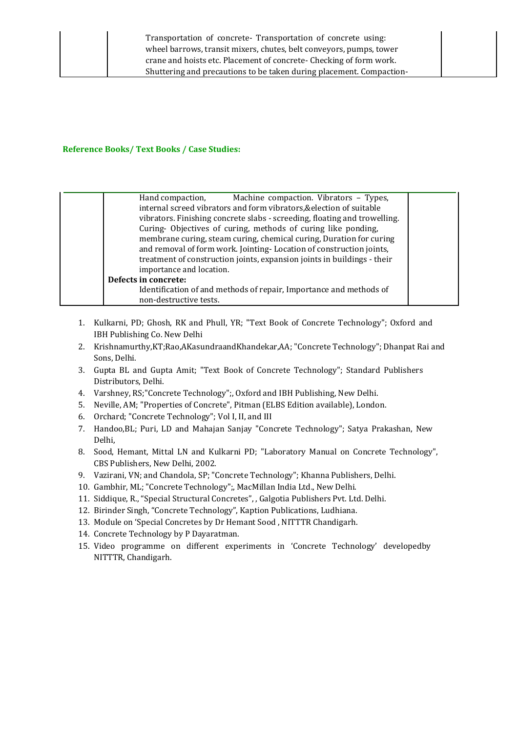| | Transportation of concrete- Transportation of concrete using: wheel barrows, transit mixers, chutes, belt conveyors, pumps, tower crane and hoists etc. Placement of concrete- Checking of form work. Shuttering and precautions to be taken during placement. Compaction- | |
|---|---|---|

**Reference Books/ Text Books / Case Studies:**

| | Hand compaction, Machine compaction. Vibrators – Types, internal screed vibrators and form vibrators,&election of suitable vibrators. Finishing concrete slabs - screeding, floating and trowelling. Curing- Objectives of curing, methods of curing like ponding, membrane curing, steam curing, chemical curing, Duration for curing and removal of form work. Jointing- Location of construction joints, treatment of construction joints, expansion joints in buildings - their importance and location.<br>**Defects in concrete:**<br>Identification of and methods of repair, Importance and methods of non-destructive tests. | |
|---|---|---|

1. Kulkarni, PD; Ghosh, RK and Phull, YR; "Text Book of Concrete Technology"; Oxford and IBH Publishing Co. New Delhi
2. Krishnamurthy,KT;Rao,AKasundraandKhandekar,AA; "Concrete Technology"; Dhanpat Rai and Sons, Delhi.
3. Gupta BL and Gupta Amit; "Text Book of Concrete Technology"; Standard Publishers Distributors, Delhi.
4. Varshney, RS;"Concrete Technology";, Oxford and IBH Publishing, New Delhi.
5. Neville, AM; "Properties of Concrete", Pitman (ELBS Edition available), London.
6. Orchard; "Concrete Technology"; Vol I, II, and III
7. Handoo,BL; Puri, LD and Mahajan Sanjay "Concrete Technology"; Satya Prakashan, New Delhi,
8. Sood, Hemant, Mittal LN and Kulkarni PD; "Laboratory Manual on Concrete Technology", CBS Publishers, New Delhi, 2002.
9. Vazirani, VN; and Chandola, SP; "Concrete Technology"; Khanna Publishers, Delhi.
10. Gambhir, ML; "Concrete Technology";, MacMillan India Ltd., New Delhi.
11. Siddique, R., "Special Structural Concretes", , Galgotia Publishers Pvt. Ltd. Delhi.
12. Birinder Singh, "Concrete Technology", Kaption Publications, Ludhiana.
13. Module on 'Special Concretes by Dr Hemant Sood , NITTTR Chandigarh.
14. Concrete Technology by P Dayaratman.
15. Video programme on different experiments in 'Concrete Technology' developedby NITTTR, Chandigarh.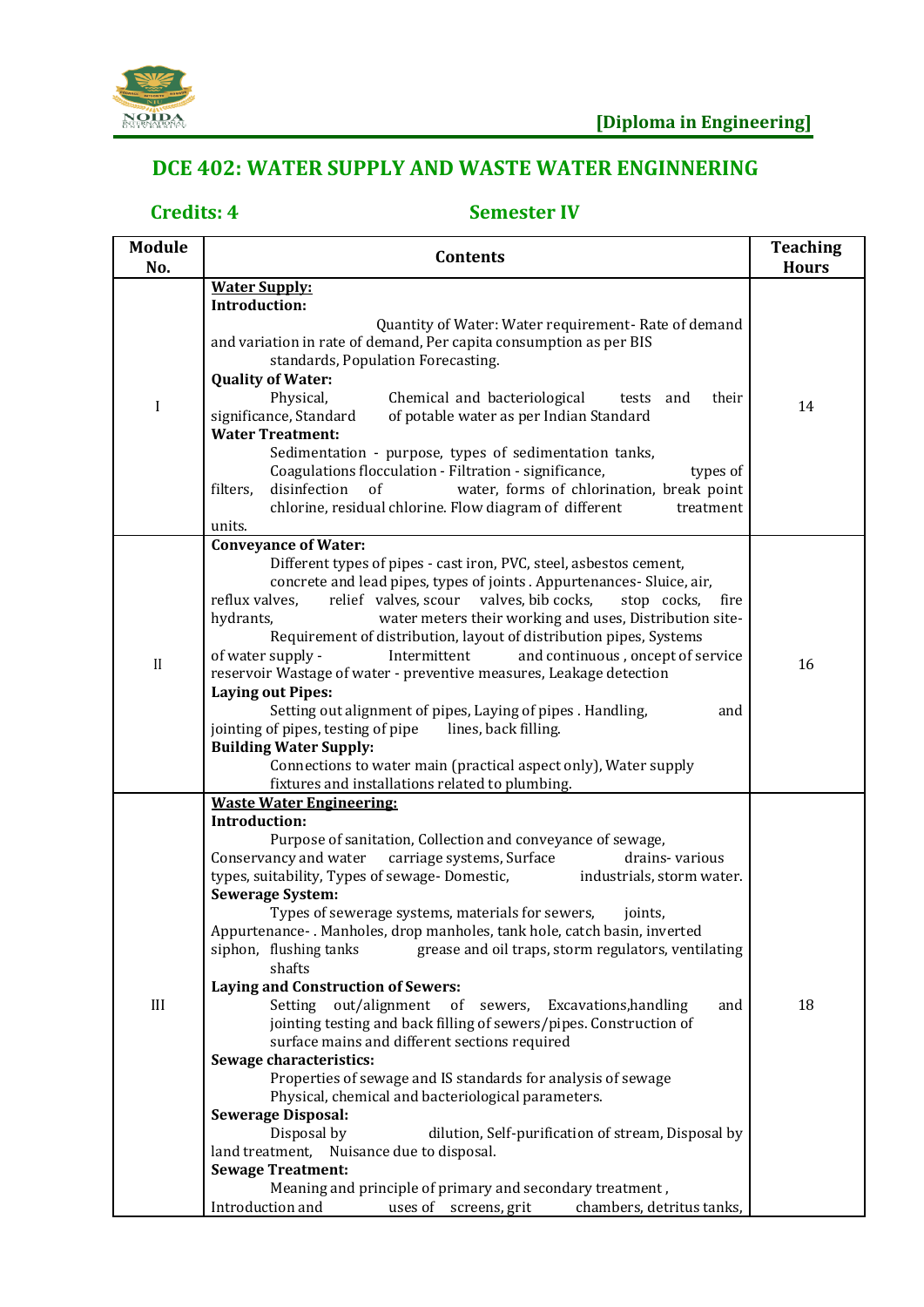**[Diploma in Engineering]**

## DCE 402: WATER SUPPLY AND WASTE WATER ENGINNERING

**Credits: 4** **Semester IV**

| Module No. | Contents | Teaching Hours |
|---|---|---|
| I | **Water Supply:**<br>**Introduction:**<br>Quantity of Water: Water requirement- Rate of demand and variation in rate of demand, Per capita consumption as per BIS standards, Population Forecasting.<br>**Quality of Water:**<br>Physical, Chemical and bacteriological tests and their significance, Standard of potable water as per Indian Standard<br>**Water Treatment:**<br>Sedimentation - purpose, types of sedimentation tanks, Coagulations flocculation - Filtration - significance, types of filters, disinfection of water, forms of chlorination, break point chlorine, residual chlorine. Flow diagram of different treatment units. | 14 |
| II | **Conveyance of Water:**<br>Different types of pipes - cast iron, PVC, steel, asbestos cement, concrete and lead pipes, types of joints . Appurtenances- Sluice, air, reflux valves, relief valves, scour valves, bib cocks, stop cocks, fire hydrants, water meters their working and uses, Distribution site- Requirement of distribution, layout of distribution pipes, Systems of water supply - Intermittent and continuous , oncept of service reservoir Wastage of water - preventive measures, Leakage detection<br>**Laying out Pipes:**<br>Setting out alignment of pipes, Laying of pipes . Handling, and jointing of pipes, testing of pipe lines, back filling.<br>**Building Water Supply:**<br>Connections to water main (practical aspect only), Water supply fixtures and installations related to plumbing. | 16 |
| III | **Waste Water Engineering:**<br>**Introduction:**<br>Purpose of sanitation, Collection and conveyance of sewage, Conservancy and water carriage systems, Surface drains- various types, suitability, Types of sewage- Domestic, industrials, storm water.<br>**Sewerage System:**<br>Types of sewerage systems, materials for sewers, joints, Appurtenance- . Manholes, drop manholes, tank hole, catch basin, inverted siphon, flushing tanks grease and oil traps, storm regulators, ventilating shafts<br>**Laying and Construction of Sewers:**<br>Setting out/alignment of sewers, Excavations,handling and jointing testing and back filling of sewers/pipes. Construction of surface mains and different sections required<br>**Sewage characteristics:**<br>Properties of sewage and IS standards for analysis of sewage Physical, chemical and bacteriological parameters.<br>**Sewerage Disposal:**<br>Disposal by dilution, Self-purification of stream, Disposal by land treatment, Nuisance due to disposal.<br>**Sewage Treatment:**<br>Meaning and principle of primary and secondary treatment , Introduction and uses of screens, grit chambers, detritus tanks, | 18 |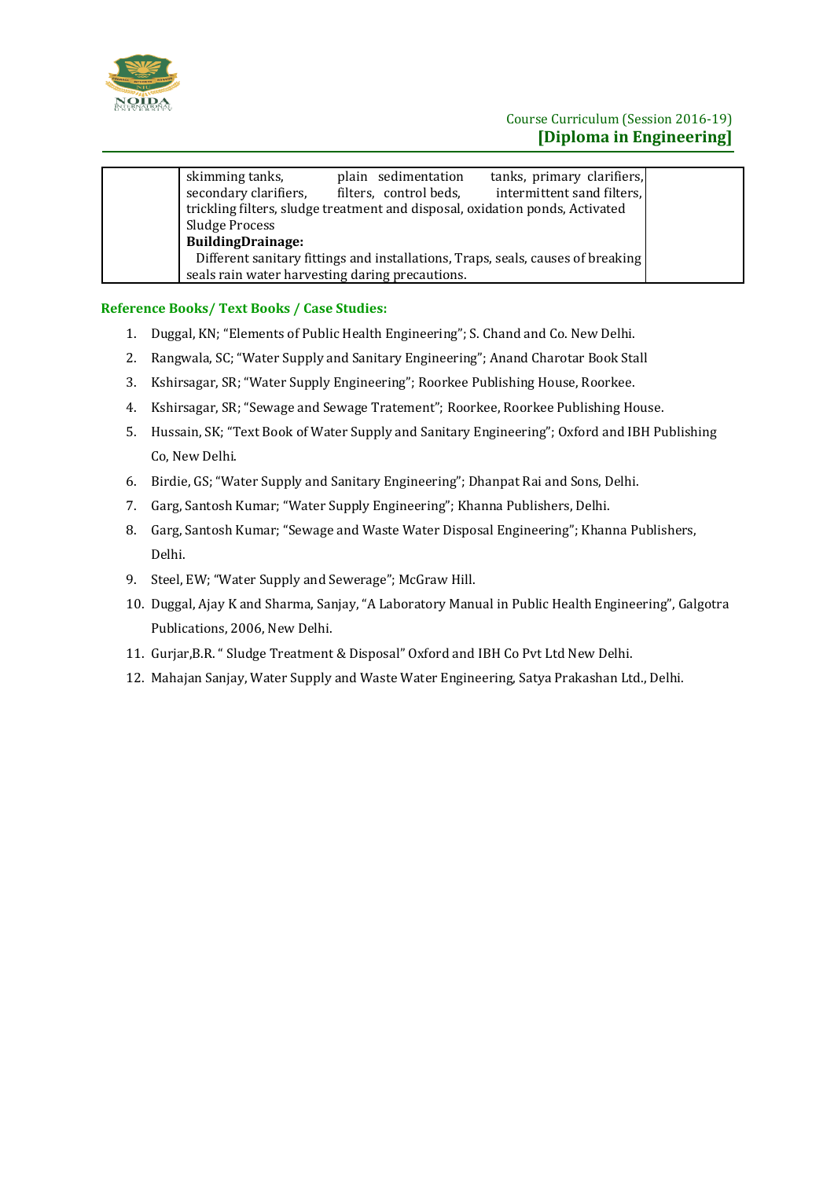| | skimming tanks, plain sedimentation tanks, primary clarifiers, secondary clarifiers, filters, control beds, intermittent sand filters, trickling filters, sludge treatment and disposal, oxidation ponds, Activated Sludge Process<br>**BuildingDrainage:**<br>Different sanitary fittings and installations, Traps, seals, causes of breaking seals rain water harvesting daring precautions. | |
|---|---|---|

**Reference Books/ Text Books / Case Studies:**

1. Duggal, KN; "Elements of Public Health Engineering"; S. Chand and Co. New Delhi.
2. Rangwala, SC; "Water Supply and Sanitary Engineering"; Anand Charotar Book Stall
3. Kshirsagar, SR; "Water Supply Engineering"; Roorkee Publishing House, Roorkee.
4. Kshirsagar, SR; "Sewage and Sewage Tratement"; Roorkee, Roorkee Publishing House.
5. Hussain, SK; "Text Book of Water Supply and Sanitary Engineering"; Oxford and IBH Publishing Co, New Delhi.
6. Birdie, GS; "Water Supply and Sanitary Engineering"; Dhanpat Rai and Sons, Delhi.
7. Garg, Santosh Kumar; "Water Supply Engineering"; Khanna Publishers, Delhi.
8. Garg, Santosh Kumar; "Sewage and Waste Water Disposal Engineering"; Khanna Publishers, Delhi.
9. Steel, EW; "Water Supply and Sewerage"; McGraw Hill.
10. Duggal, Ajay K and Sharma, Sanjay, "A Laboratory Manual in Public Health Engineering", Galgotra Publications, 2006, New Delhi.
11. Gurjar,B.R. " Sludge Treatment & Disposal" Oxford and IBH Co Pvt Ltd New Delhi.
12. Mahajan Sanjay, Water Supply and Waste Water Engineering, Satya Prakashan Ltd., Delhi.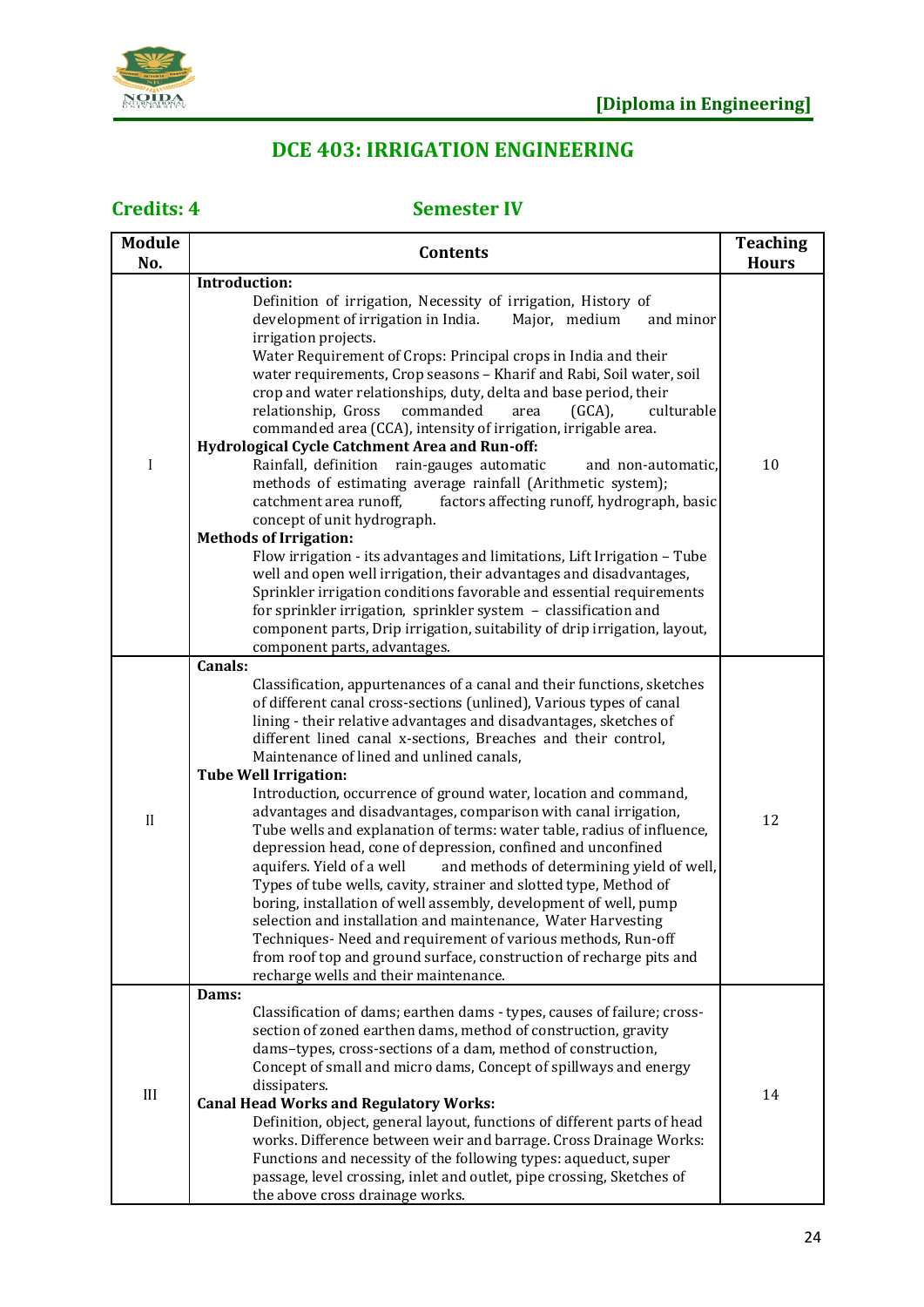[Diploma in Engineering]

# DCE 403: IRRIGATION ENGINEERING

**Credits: 4** **Semester IV**

| Module No. | Contents | Teaching Hours |
|---|---|---|
| I | **Introduction:**<br>Definition of irrigation, Necessity of irrigation, History of development of irrigation in India. Major, medium and minor irrigation projects.<br>Water Requirement of Crops: Principal crops in India and their water requirements, Crop seasons – Kharif and Rabi, Soil water, soil crop and water relationships, duty, delta and base period, their relationship, Gross commanded area (GCA), culturable commanded area (CCA), intensity of irrigation, irrigable area.<br>**Hydrological Cycle Catchment Area and Run-off:**<br>Rainfall, definition rain-gauges automatic and non-automatic, methods of estimating average rainfall (Arithmetic system); catchment area runoff, factors affecting runoff, hydrograph, basic concept of unit hydrograph.<br>**Methods of Irrigation:**<br>Flow irrigation - its advantages and limitations, Lift Irrigation – Tube well and open well irrigation, their advantages and disadvantages, Sprinkler irrigation conditions favorable and essential requirements for sprinkler irrigation, sprinkler system – classification and component parts, Drip irrigation, suitability of drip irrigation, layout, component parts, advantages. | 10 |
| II | **Canals:**<br>Classification, appurtenances of a canal and their functions, sketches of different canal cross-sections (unlined), Various types of canal lining - their relative advantages and disadvantages, sketches of different lined canal x-sections, Breaches and their control, Maintenance of lined and unlined canals,<br>**Tube Well Irrigation:**<br>Introduction, occurrence of ground water, location and command, advantages and disadvantages, comparison with canal irrigation, Tube wells and explanation of terms: water table, radius of influence, depression head, cone of depression, confined and unconfined aquifers. Yield of a well and methods of determining yield of well, Types of tube wells, cavity, strainer and slotted type, Method of boring, installation of well assembly, development of well, pump selection and installation and maintenance, Water Harvesting Techniques- Need and requirement of various methods, Run-off from roof top and ground surface, construction of recharge pits and recharge wells and their maintenance. | 12 |
| III | **Dams:**<br>Classification of dams; earthen dams - types, causes of failure; cross-section of zoned earthen dams, method of construction, gravity dams–types, cross-sections of a dam, method of construction, Concept of small and micro dams, Concept of spillways and energy dissipaters.<br>**Canal Head Works and Regulatory Works:**<br>Definition, object, general layout, functions of different parts of head works. Difference between weir and barrage. Cross Drainage Works: Functions and necessity of the following types: aqueduct, super passage, level crossing, inlet and outlet, pipe crossing, Sketches of the above cross drainage works. | 14 |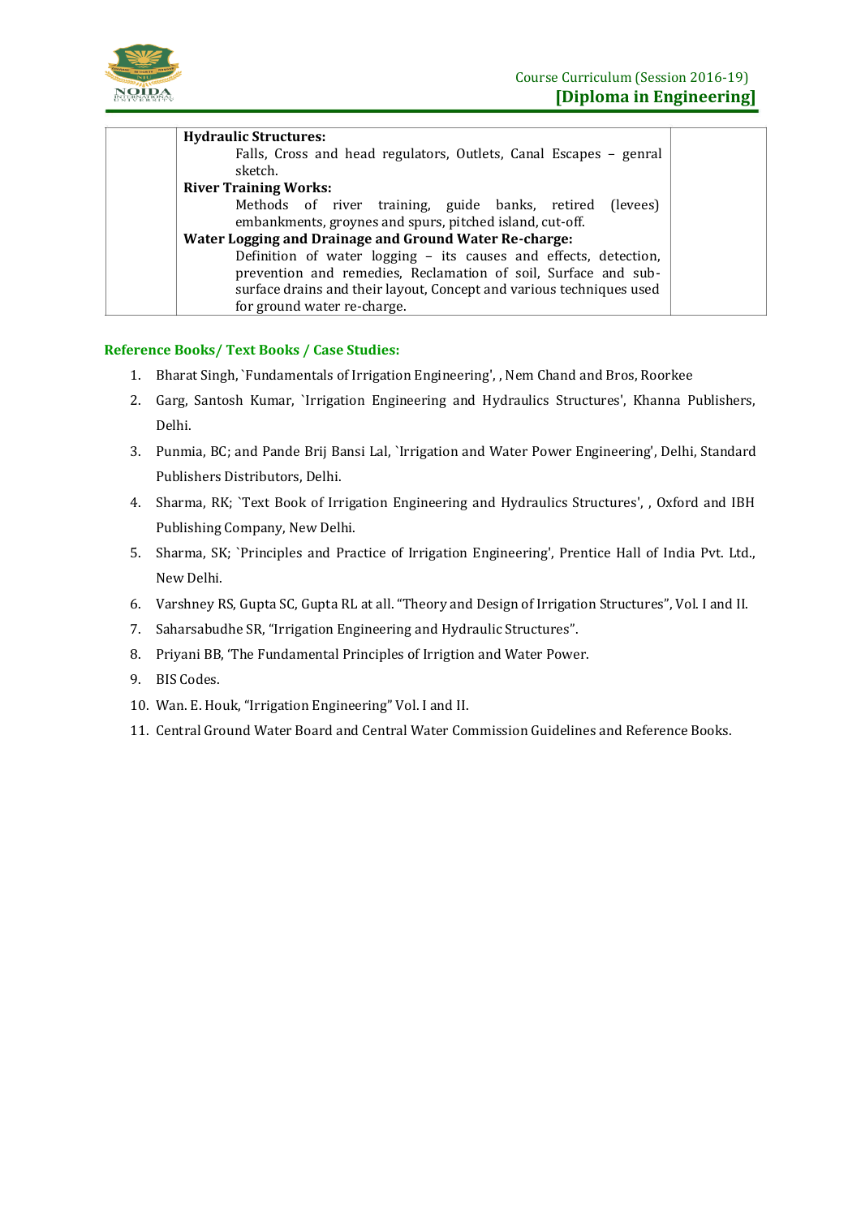| | **Hydraulic Structures:**<br>Falls, Cross and head regulators, Outlets, Canal Escapes – genral sketch.<br>**River Training Works:**<br>Methods of river training, guide banks, retired (levees) embankments, groynes and spurs, pitched island, cut-off.<br>**Water Logging and Drainage and Ground Water Re-charge:**<br>Definition of water logging – its causes and effects, detection, prevention and remedies, Reclamation of soil, Surface and sub-surface drains and their layout, Concept and various techniques used for ground water re-charge. | |
|---|---|---|

**Reference Books/ Text Books / Case Studies:**

1. Bharat Singh, `Fundamentals of Irrigation Engineering', , Nem Chand and Bros, Roorkee
2. Garg, Santosh Kumar, `Irrigation Engineering and Hydraulics Structures', Khanna Publishers, Delhi.
3. Punmia, BC; and Pande Brij Bansi Lal, `Irrigation and Water Power Engineering', Delhi, Standard Publishers Distributors, Delhi.
4. Sharma, RK; `Text Book of Irrigation Engineering and Hydraulics Structures', , Oxford and IBH Publishing Company, New Delhi.
5. Sharma, SK; `Principles and Practice of Irrigation Engineering', Prentice Hall of India Pvt. Ltd., New Delhi.
6. Varshney RS, Gupta SC, Gupta RL at all. "Theory and Design of Irrigation Structures", Vol. I and II.
7. Saharsabudhe SR, "Irrigation Engineering and Hydraulic Structures".
8. Priyani BB, 'The Fundamental Principles of Irrigtion and Water Power.
9. BIS Codes.
10. Wan. E. Houk, "Irrigation Engineering" Vol. I and II.
11. Central Ground Water Board and Central Water Commission Guidelines and Reference Books.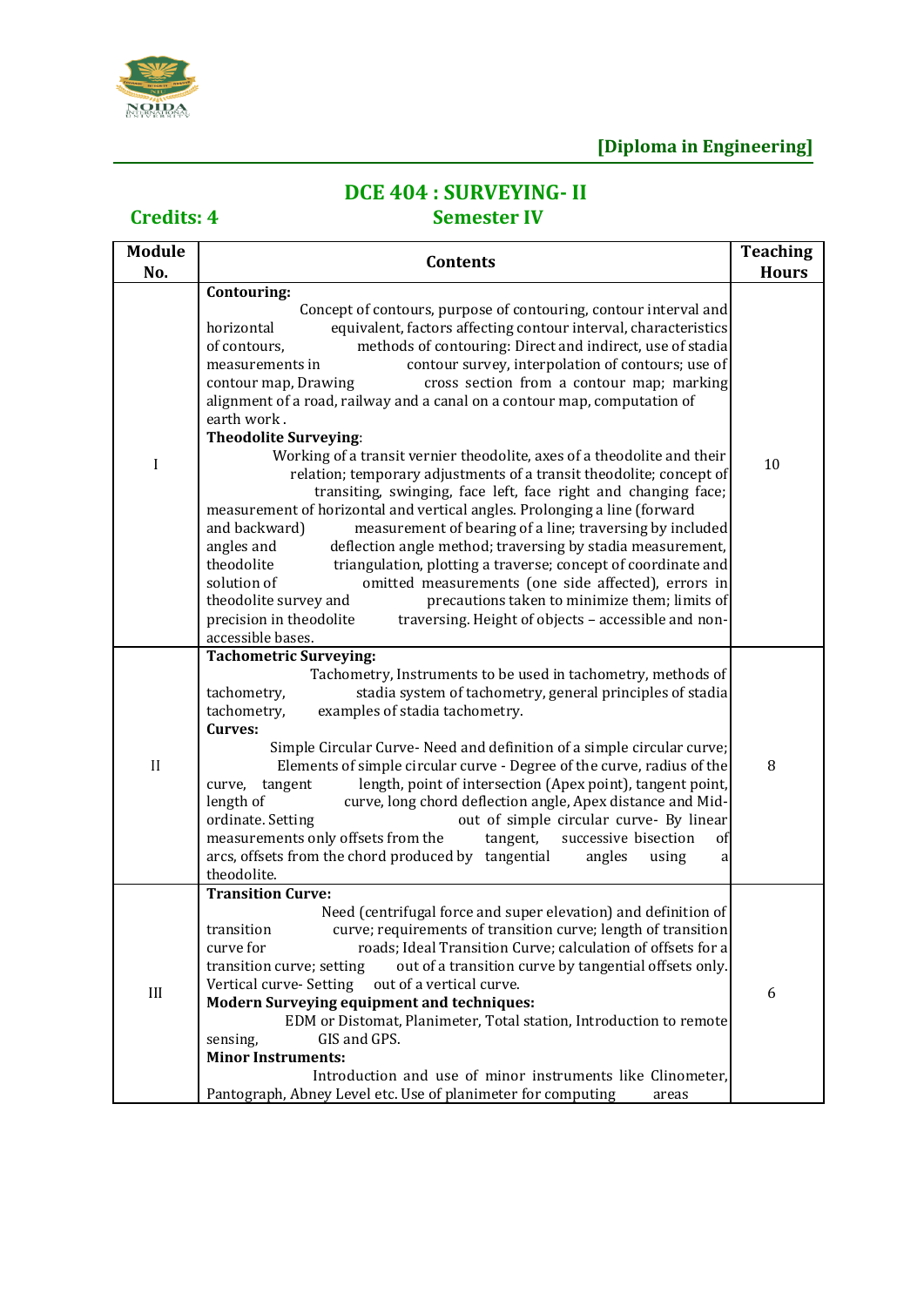**[Diploma in Engineering]**

## DCE 404 : SURVEYING- II

**Credits: 4** **Semester IV**

| Module No. | Contents | Teaching Hours |
|---|---|---|
| I | **Contouring:** Concept of contours, purpose of contouring, contour interval and horizontal equivalent, factors affecting contour interval, characteristics of contours, methods of contouring: Direct and indirect, use of stadia measurements in contour survey, interpolation of contours; use of contour map, Drawing cross section from a contour map; marking alignment of a road, railway and a canal on a contour map, computation of earth work . **Theodolite Surveying**: Working of a transit vernier theodolite, axes of a theodolite and their relation; temporary adjustments of a transit theodolite; concept of transiting, swinging, face left, face right and changing face; measurement of horizontal and vertical angles. Prolonging a line (forward and backward) measurement of bearing of a line; traversing by included angles and deflection angle method; traversing by stadia measurement, theodolite triangulation, plotting a traverse; concept of coordinate and solution of omitted measurements (one side affected), errors in theodolite survey and precautions taken to minimize them; limits of precision in theodolite traversing. Height of objects – accessible and non-accessible bases. | 10 |
| II | **Tachometric Surveying:** Tachometry, Instruments to be used in tachometry, methods of tachometry, stadia system of tachometry, general principles of stadia tachometry, examples of stadia tachometry. **Curves:** Simple Circular Curve- Need and definition of a simple circular curve; Elements of simple circular curve - Degree of the curve, radius of the curve, tangent length, point of intersection (Apex point), tangent point, length of curve, long chord deflection angle, Apex distance and Mid-ordinate. Setting out of simple circular curve- By linear measurements only offsets from the tangent, successive bisection of arcs, offsets from the chord produced by tangential angles using a theodolite. | 8 |
| III | **Transition Curve:** Need (centrifugal force and super elevation) and definition of transition curve; requirements of transition curve; length of transition curve for roads; Ideal Transition Curve; calculation of offsets for a transition curve; setting out of a transition curve by tangential offsets only. Vertical curve- Setting out of a vertical curve. **Modern Surveying equipment and techniques:** EDM or Distomat, Planimeter, Total station, Introduction to remote sensing, GIS and GPS. **Minor Instruments:** Introduction and use of minor instruments like Clinometer, Pantograph, Abney Level etc. Use of planimeter for computing areas | 6 |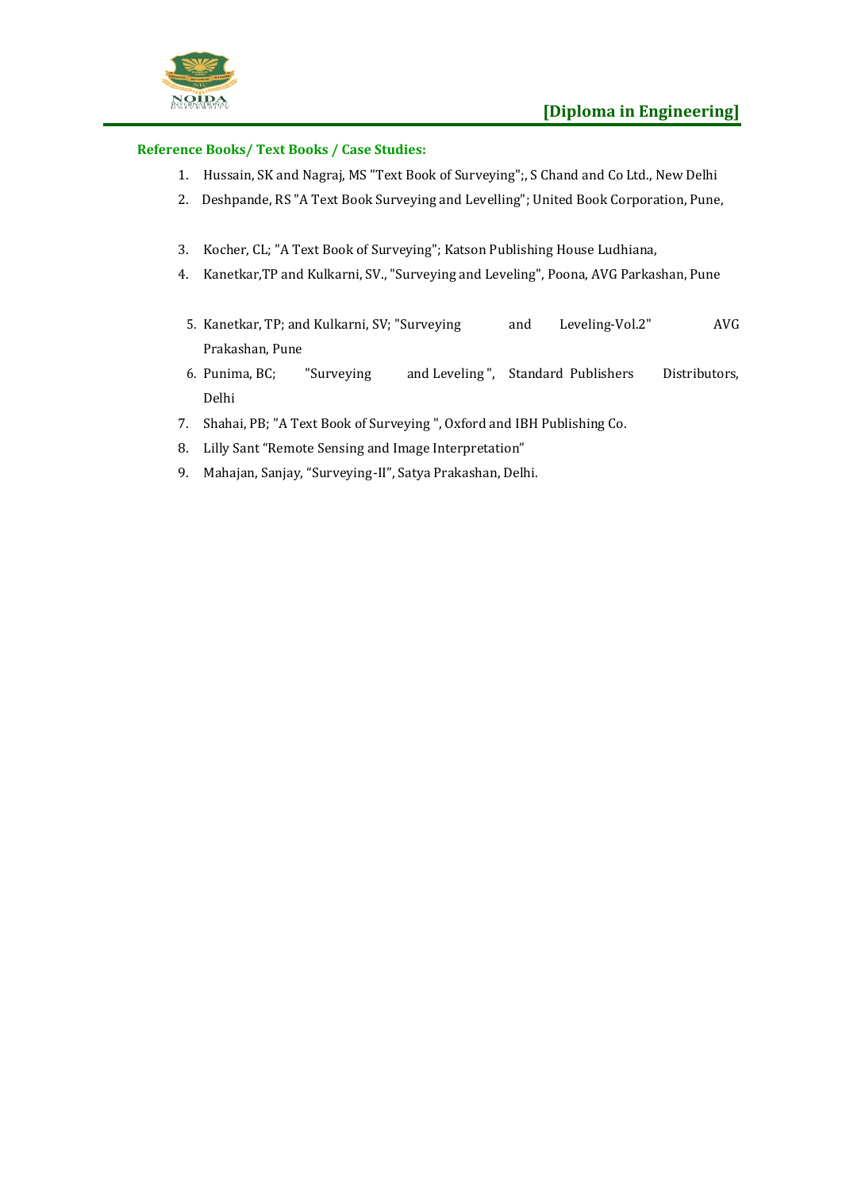**Reference Books/ Text Books / Case Studies:**

1. Hussain, SK and Nagraj, MS "Text Book of Surveying";, S Chand and Co Ltd., New Delhi
2. Deshpande, RS "A Text Book Surveying and Levelling"; United Book Corporation, Pune,
3. Kocher, CL; "A Text Book of Surveying"; Katson Publishing House Ludhiana,
4. Kanetkar,TP and Kulkarni, SV., "Surveying and Leveling", Poona, AVG Parkashan, Pune
5. Kanetkar, TP; and Kulkarni, SV; "Surveying and Leveling-Vol.2" AVG Prakashan, Pune
6. Punima, BC; "Surveying and Leveling ", Standard Publishers Distributors, Delhi
7. Shahai, PB; "A Text Book of Surveying ", Oxford and IBH Publishing Co.
8. Lilly Sant "Remote Sensing and Image Interpretation"
9. Mahajan, Sanjay, "Surveying-II", Satya Prakashan, Delhi.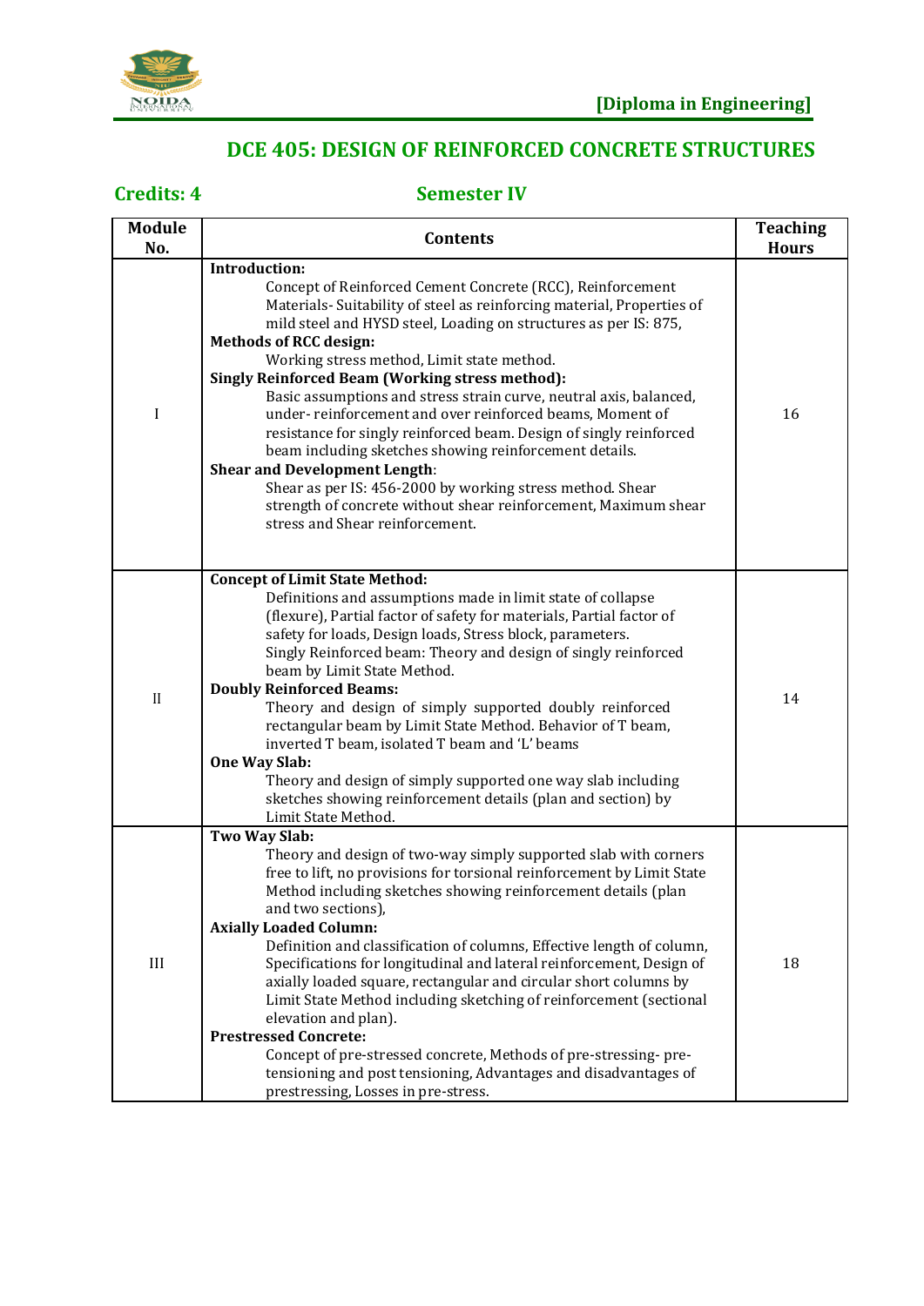[Diploma in Engineering]

# DCE 405: DESIGN OF REINFORCED CONCRETE STRUCTURES

**Credits: 4** **Semester IV**

| Module No. | Contents | Teaching Hours |
|---|---|---|
| I | **Introduction:** Concept of Reinforced Cement Concrete (RCC), Reinforcement Materials- Suitability of steel as reinforcing material, Properties of mild steel and HYSD steel, Loading on structures as per IS: 875, **Methods of RCC design:** Working stress method, Limit state method. **Singly Reinforced Beam (Working stress method):** Basic assumptions and stress strain curve, neutral axis, balanced, under- reinforcement and over reinforced beams, Moment of resistance for singly reinforced beam. Design of singly reinforced beam including sketches showing reinforcement details. **Shear and Development Length**: Shear as per IS: 456-2000 by working stress method. Shear strength of concrete without shear reinforcement, Maximum shear stress and Shear reinforcement. | 16 |
| II | **Concept of Limit State Method:** Definitions and assumptions made in limit state of collapse (flexure), Partial factor of safety for materials, Partial factor of safety for loads, Design loads, Stress block, parameters. Singly Reinforced beam: Theory and design of singly reinforced beam by Limit State Method. **Doubly Reinforced Beams:** Theory and design of simply supported doubly reinforced rectangular beam by Limit State Method. Behavior of T beam, inverted T beam, isolated T beam and 'L' beams **One Way Slab:** Theory and design of simply supported one way slab including sketches showing reinforcement details (plan and section) by Limit State Method. | 14 |
| III | **Two Way Slab:** Theory and design of two-way simply supported slab with corners free to lift, no provisions for torsional reinforcement by Limit State Method including sketches showing reinforcement details (plan and two sections), **Axially Loaded Column:** Definition and classification of columns, Effective length of column, Specifications for longitudinal and lateral reinforcement, Design of axially loaded square, rectangular and circular short columns by Limit State Method including sketching of reinforcement (sectional elevation and plan). **Prestressed Concrete:** Concept of pre-stressed concrete, Methods of pre-stressing- pre-tensioning and post tensioning, Advantages and disadvantages of prestressing, Losses in pre-stress. | 18 |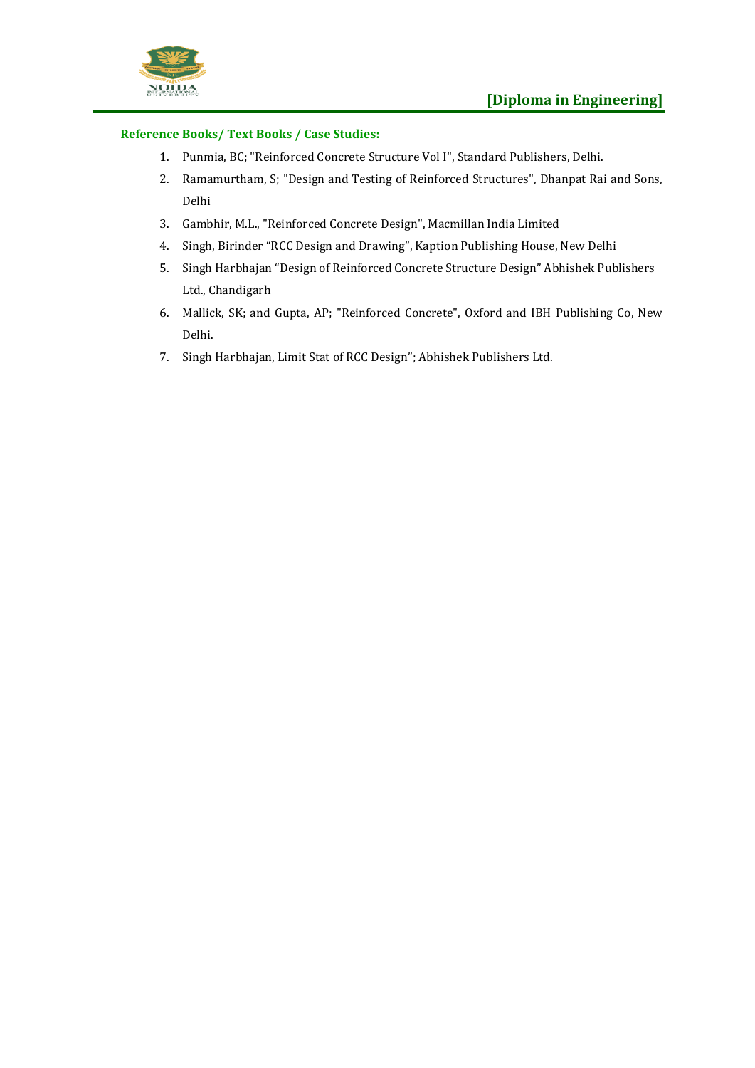**Reference Books/ Text Books / Case Studies:**

1. Punmia, BC; "Reinforced Concrete Structure Vol I", Standard Publishers, Delhi.
2. Ramamurtham, S; "Design and Testing of Reinforced Structures", Dhanpat Rai and Sons, Delhi
3. Gambhir, M.L., "Reinforced Concrete Design", Macmillan India Limited
4. Singh, Birinder "RCC Design and Drawing", Kaption Publishing House, New Delhi
5. Singh Harbhajan "Design of Reinforced Concrete Structure Design" Abhishek Publishers Ltd., Chandigarh
6. Mallick, SK; and Gupta, AP; "Reinforced Concrete", Oxford and IBH Publishing Co, New Delhi.
7. Singh Harbhajan, Limit Stat of RCC Design"; Abhishek Publishers Ltd.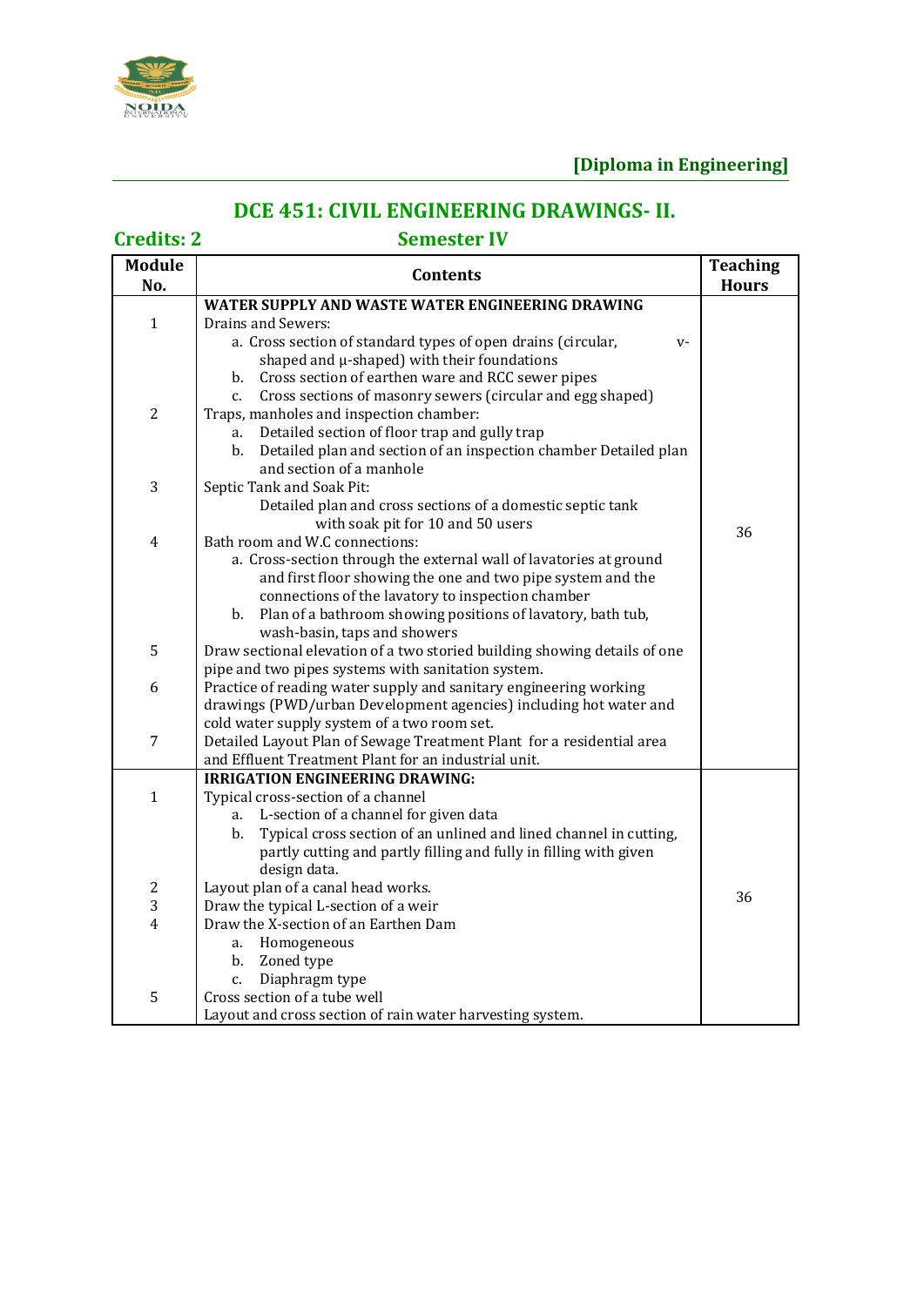## DCE 451: CIVIL ENGINEERING DRAWINGS- II.

**Credits: 2** **Semester IV**

| Module No. | Contents | Teaching Hours |
|---|---|---|
| | **WATER SUPPLY AND WASTE WATER ENGINEERING DRAWING** | 36 |
| 1 | Drains and Sewers:<br>a. Cross section of standard types of open drains (circular, v-shaped and μ-shaped) with their foundations<br>b. Cross section of earthen ware and RCC sewer pipes<br>c. Cross sections of masonry sewers (circular and egg shaped) | |
| 2 | Traps, manholes and inspection chamber:<br>a. Detailed section of floor trap and gully trap<br>b. Detailed plan and section of an inspection chamber Detailed plan and section of a manhole | |
| 3 | Septic Tank and Soak Pit:<br>Detailed plan and cross sections of a domestic septic tank with soak pit for 10 and 50 users | |
| 4 | Bath room and W.C connections:<br>a. Cross-section through the external wall of lavatories at ground and first floor showing the one and two pipe system and the connections of the lavatory to inspection chamber<br>b. Plan of a bathroom showing positions of lavatory, bath tub, wash-basin, taps and showers | |
| 5 | Draw sectional elevation of a two storied building showing details of one pipe and two pipes systems with sanitation system. | |
| 6 | Practice of reading water supply and sanitary engineering working drawings (PWD/urban Development agencies) including hot water and cold water supply system of a two room set. | |
| 7 | Detailed Layout Plan of Sewage Treatment Plant for a residential area and Effluent Treatment Plant for an industrial unit. | |
| | **IRRIGATION ENGINEERING DRAWING:** | 36 |
| 1 | Typical cross-section of a channel<br>a. L-section of a channel for given data<br>b. Typical cross section of an unlined and lined channel in cutting, partly cutting and partly filling and fully in filling with given design data. | |
| 2 | Layout plan of a canal head works. | |
| 3 | Draw the typical L-section of a weir | |
| 4 | Draw the X-section of an Earthen Dam<br>a. Homogeneous<br>b. Zoned type<br>c. Diaphragm type | |
| 5 | Cross section of a tube well<br>Layout and cross section of rain water harvesting system. | |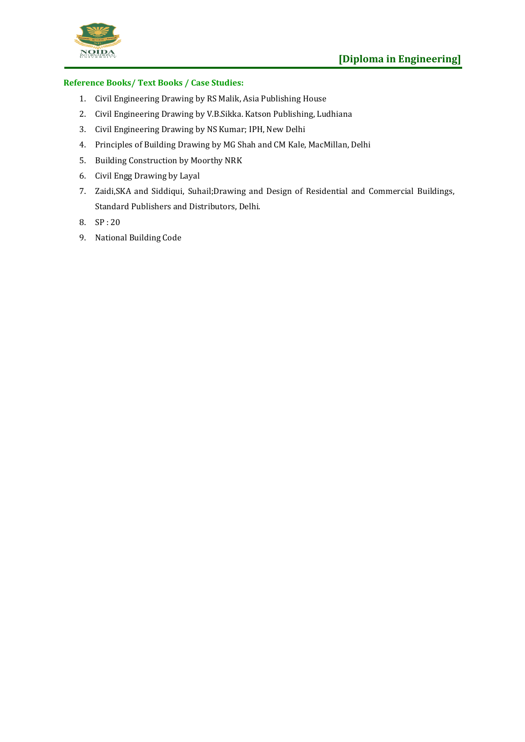**Reference Books/ Text Books / Case Studies:**

1. Civil Engineering Drawing by RS Malik, Asia Publishing House
2. Civil Engineering Drawing by V.B.Sikka. Katson Publishing, Ludhiana
3. Civil Engineering Drawing by NS Kumar; IPH, New Delhi
4. Principles of Building Drawing by MG Shah and CM Kale, MacMillan, Delhi
5. Building Construction by Moorthy NRK
6. Civil Engg Drawing by Layal
7. Zaidi,SKA and Siddiqui, Suhail;Drawing and Design of Residential and Commercial Buildings, Standard Publishers and Distributors, Delhi.
8. SP : 20
9. National Building Code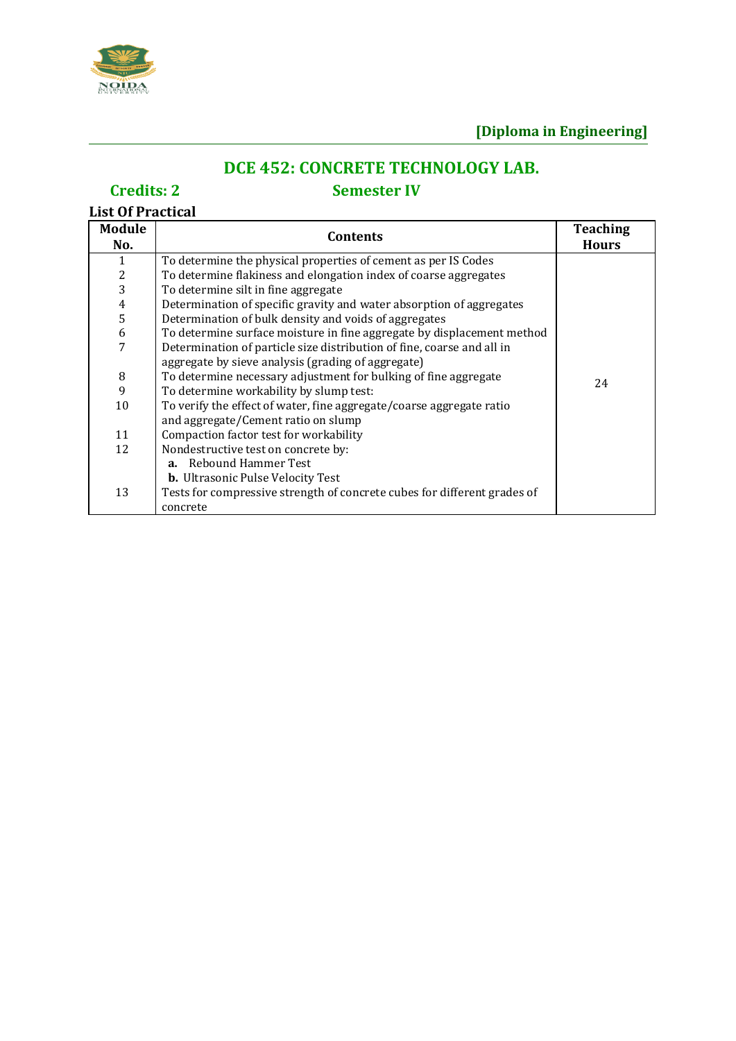**[Diploma in Engineering]**

## DCE 452: CONCRETE TECHNOLOGY LAB.

**Credits: 2** **Semester IV**

**List Of Practical**

| Module No. | Contents | Teaching Hours |
|---|---|---|
| 1 | To determine the physical properties of cement as per IS Codes | 24 |
| 2 | To determine flakiness and elongation index of coarse aggregates | |
| 3 | To determine silt in fine aggregate | |
| 4 | Determination of specific gravity and water absorption of aggregates | |
| 5 | Determination of bulk density and voids of aggregates | |
| 6 | To determine surface moisture in fine aggregate by displacement method | |
| 7 | Determination of particle size distribution of fine, coarse and all in aggregate by sieve analysis (grading of aggregate) | |
| 8 | To determine necessary adjustment for bulking of fine aggregate | |
| 9 | To determine workability by slump test: | |
| 10 | To verify the effect of water, fine aggregate/coarse aggregate ratio and aggregate/Cement ratio on slump | |
| 11 | Compaction factor test for workability | |
| 12 | Nondestructive test on concrete by:<br>**a.** Rebound Hammer Test<br>**b.** Ultrasonic Pulse Velocity Test | |
| 13 | Tests for compressive strength of concrete cubes for different grades of concrete | |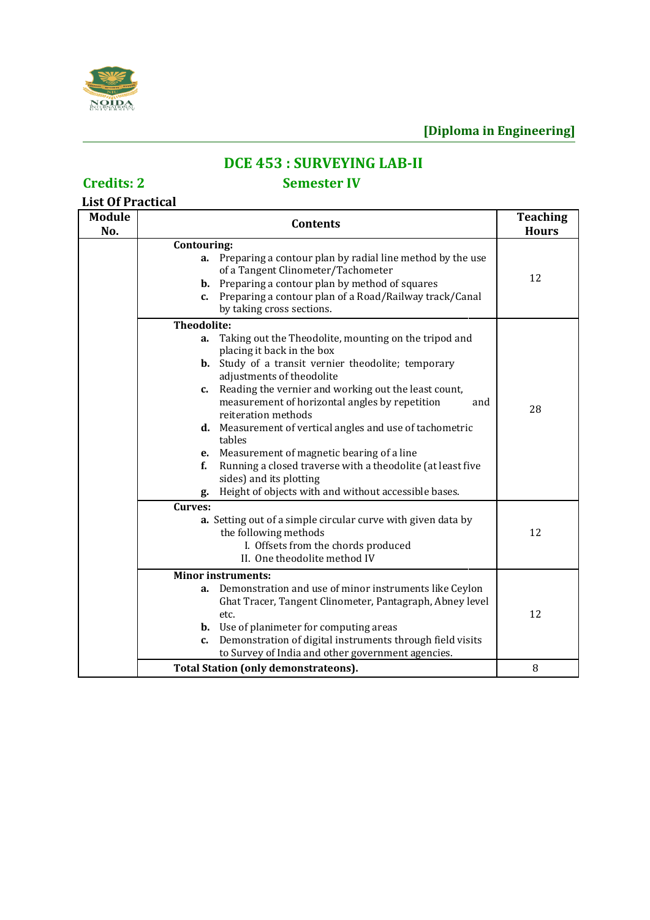**[Diploma in Engineering]**

## DCE 453 : SURVEYING LAB-II

**Credits: 2** **Semester IV**

**List Of Practical**

| Module No. | Contents | Teaching Hours |
|---|---|---|
| | **Contouring:**<br>**a.** Preparing a contour plan by radial line method by the use of a Tangent Clinometer/Tachometer<br>**b.** Preparing a contour plan by method of squares<br>**c.** Preparing a contour plan of a Road/Railway track/Canal by taking cross sections. | 12 |
| | **Theodolite:**<br>**a.** Taking out the Theodolite, mounting on the tripod and placing it back in the box<br>**b.** Study of a transit vernier theodolite; temporary adjustments of theodolite<br>**c.** Reading the vernier and working out the least count, measurement of horizontal angles by repetition and reiteration methods<br>**d.** Measurement of vertical angles and use of tachometric tables<br>**e.** Measurement of magnetic bearing of a line<br>**f.** Running a closed traverse with a theodolite (at least five sides) and its plotting<br>**g.** Height of objects with and without accessible bases. | 28 |
| | **Curves:**<br>**a.** Setting out of a simple circular curve with given data by the following methods<br>I. Offsets from the chords produced<br>II. One theodolite method IV | 12 |
| | **Minor instruments:**<br>**a.** Demonstration and use of minor instruments like Ceylon Ghat Tracer, Tangent Clinometer, Pantagraph, Abney level etc.<br>**b.** Use of planimeter for computing areas<br>**c.** Demonstration of digital instruments through field visits to Survey of India and other government agencies. | 12 |
| | **Total Station (only demonstrateons).** | 8 |